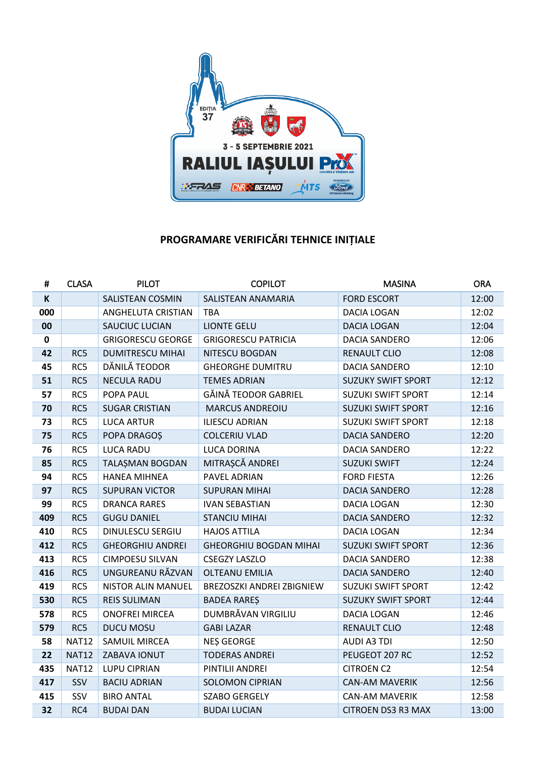## PROGRAMARE VERIFICĂRI TEHNICE INIȚIALE

| # | CLASA | PILOT | COPILOT | MASINA | ORA |
|---|---|---|---|---|---|
| **K** | | SALISTEAN COSMIN | SALISTEAN ANAMARIA | FORD ESCORT | 12:00 |
| **000** | | ANGHELUTA CRISTIAN | TBA | DACIA LOGAN | 12:02 |
| **00** | | SAUCIUC LUCIAN | LIONTE GELU | DACIA LOGAN | 12:04 |
| **0** | | GRIGORESCU GEORGE | GRIGORESCU PATRICIA | DACIA SANDERO | 12:06 |
| **42** | RC5 | DUMITRESCU MIHAI | NITESCU BOGDAN | RENAULT CLIO | 12:08 |
| **45** | RC5 | DĂNILĂ TEODOR | GHEORGHE DUMITRU | DACIA SANDERO | 12:10 |
| **51** | RC5 | NECULA RADU | TEMES ADRIAN | SUZUKY SWIFT SPORT | 12:12 |
| **57** | RC5 | POPA PAUL | GĂINĂ TEODOR GABRIEL | SUZUKI SWIFT SPORT | 12:14 |
| **70** | RC5 | SUGAR CRISTIAN | MARCUS ANDREOIU | SUZUKI SWIFT SPORT | 12:16 |
| **73** | RC5 | LUCA ARTUR | ILIESCU ADRIAN | SUZUKI SWIFT SPORT | 12:18 |
| **75** | RC5 | POPA DRAGOȘ | COLCERIU VLAD | DACIA SANDERO | 12:20 |
| **76** | RC5 | LUCA RADU | LUCA DORINA | DACIA SANDERO | 12:22 |
| **85** | RC5 | TALAȘMAN BOGDAN | MITRAȘCĂ ANDREI | SUZUKI SWIFT | 12:24 |
| **94** | RC5 | HANEA MIHNEA | PAVEL ADRIAN | FORD FIESTA | 12:26 |
| **97** | RC5 | SUPURAN VICTOR | SUPURAN MIHAI | DACIA SANDERO | 12:28 |
| **99** | RC5 | DRANCA RARES | IVAN SEBASTIAN | DACIA LOGAN | 12:30 |
| **409** | RC5 | GUGU DANIEL | STANCIU MIHAI | DACIA SANDERO | 12:32 |
| **410** | RC5 | DINULESCU SERGIU | HAJOS ATTILA | DACIA LOGAN | 12:34 |
| **412** | RC5 | GHEORGHIU ANDREI | GHEORGHIU BOGDAN MIHAI | SUZUKI SWIFT SPORT | 12:36 |
| **413** | RC5 | CIMPOESU SILVAN | CSEGZY LASZLO | DACIA SANDERO | 12:38 |
| **416** | RC5 | UNGUREANU RĂZVAN | OLTEANU EMILIA | DACIA SANDERO | 12:40 |
| **419** | RC5 | NISTOR ALIN MANUEL | BREZOSZKI ANDREI ZBIGNIEW | SUZUKI SWIFT SPORT | 12:42 |
| **530** | RC5 | REIS SULIMAN | BADEA RAREȘ | SUZUKY SWIFT SPORT | 12:44 |
| **578** | RC5 | ONOFREI MIRCEA | DUMBRĂVAN VIRGILIU | DACIA LOGAN | 12:46 |
| **579** | RC5 | DUCU MOSU | GABI LAZAR | RENAULT CLIO | 12:48 |
| **58** | NAT12 | SAMUIL MIRCEA | NEȘ GEORGE | AUDI A3 TDI | 12:50 |
| **22** | NAT12 | ZABAVA IONUT | TODERAS ANDREI | PEUGEOT 207 RC | 12:52 |
| **435** | NAT12 | LUPU CIPRIAN | PINTILII ANDREI | CITROEN C2 | 12:54 |
| **417** | SSV | BACIU ADRIAN | SOLOMON CIPRIAN | CAN-AM MAVERIK | 12:56 |
| **415** | SSV | BIRO ANTAL | SZABO GERGELY | CAN-AM MAVERIK | 12:58 |
| **32** | RC4 | BUDAI DAN | BUDAI LUCIAN | CITROEN DS3 R3 MAX | 13:00 |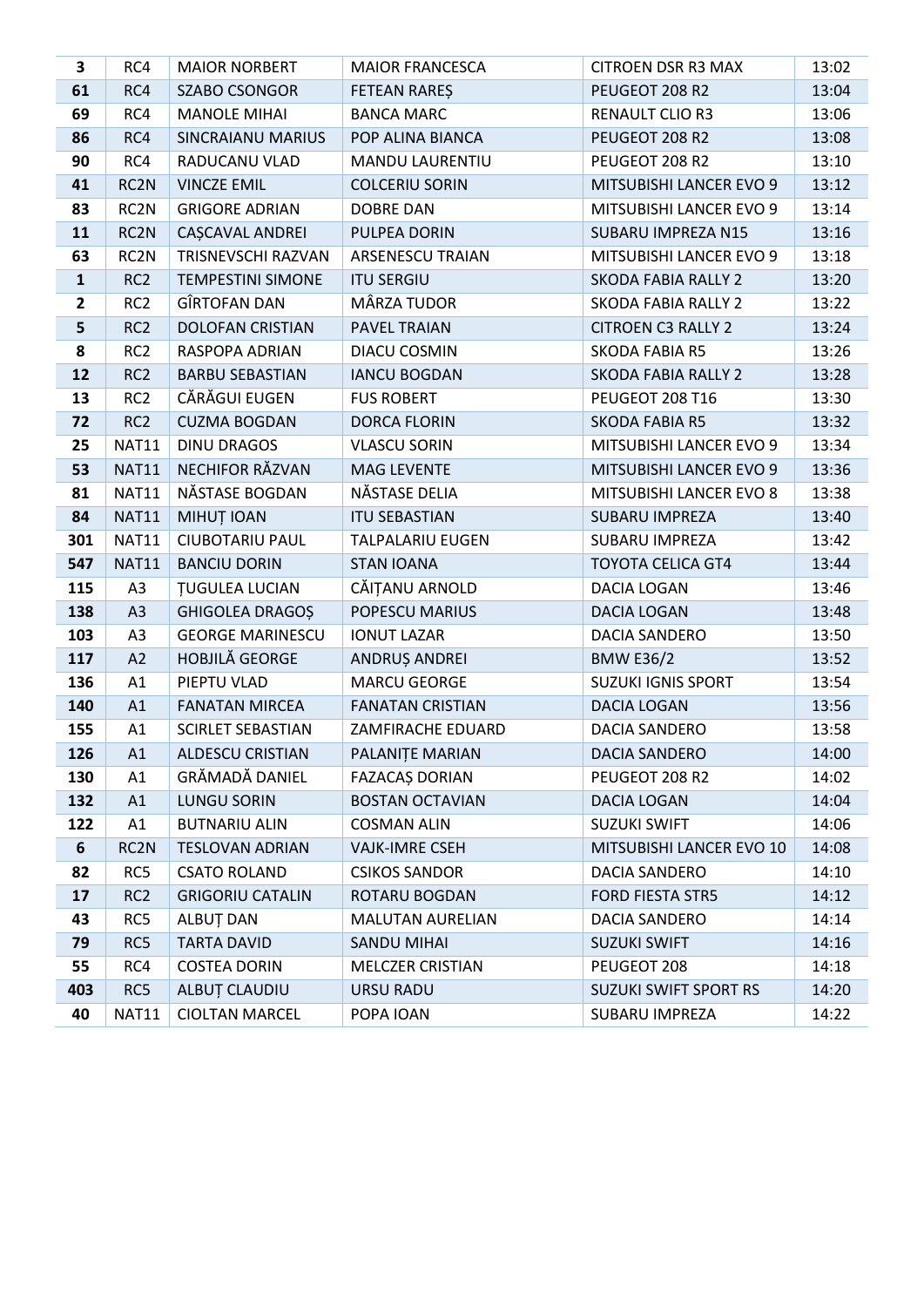| 3 | RC4 | MAIOR NORBERT | MAIOR FRANCESCA | CITROEN DSR R3 MAX | 13:02 |
|---|---|---|---|---|---|
| 61 | RC4 | SZABO CSONGOR | FETEAN RAREȘ | PEUGEOT 208 R2 | 13:04 |
| 69 | RC4 | MANOLE MIHAI | BANCA MARC | RENAULT CLIO R3 | 13:06 |
| 86 | RC4 | SINCRAIANU MARIUS | POP ALINA BIANCA | PEUGEOT 208 R2 | 13:08 |
| 90 | RC4 | RADUCANU VLAD | MANDU LAURENTIU | PEUGEOT 208 R2 | 13:10 |
| 41 | RC2N | VINCZE EMIL | COLCERIU SORIN | MITSUBISHI LANCER EVO 9 | 13:12 |
| 83 | RC2N | GRIGORE ADRIAN | DOBRE DAN | MITSUBISHI LANCER EVO 9 | 13:14 |
| 11 | RC2N | CAȘCAVAL ANDREI | PULPEA DORIN | SUBARU IMPREZA N15 | 13:16 |
| 63 | RC2N | TRISNEVSCHI RAZVAN | ARSENESCU TRAIAN | MITSUBISHI LANCER EVO 9 | 13:18 |
| 1 | RC2 | TEMPESTINI SIMONE | ITU SERGIU | SKODA FABIA RALLY 2 | 13:20 |
| 2 | RC2 | GÎRTOFAN DAN | MÂRZA TUDOR | SKODA FABIA RALLY 2 | 13:22 |
| 5 | RC2 | DOLOFAN CRISTIAN | PAVEL TRAIAN | CITROEN C3 RALLY 2 | 13:24 |
| 8 | RC2 | RASPOPA ADRIAN | DIACU COSMIN | SKODA FABIA R5 | 13:26 |
| 12 | RC2 | BARBU SEBASTIAN | IANCU BOGDAN | SKODA FABIA RALLY 2 | 13:28 |
| 13 | RC2 | CĂRĂGUI EUGEN | FUS ROBERT | PEUGEOT 208 T16 | 13:30 |
| 72 | RC2 | CUZMA BOGDAN | DORCA FLORIN | SKODA FABIA R5 | 13:32 |
| 25 | NAT11 | DINU DRAGOS | VLASCU SORIN | MITSUBISHI LANCER EVO 9 | 13:34 |
| 53 | NAT11 | NECHIFOR RĂZVAN | MAG LEVENTE | MITSUBISHI LANCER EVO 9 | 13:36 |
| 81 | NAT11 | NĂSTASE BOGDAN | NĂSTASE DELIA | MITSUBISHI LANCER EVO 8 | 13:38 |
| 84 | NAT11 | MIHUȚ IOAN | ITU SEBASTIAN | SUBARU IMPREZA | 13:40 |
| 301 | NAT11 | CIUBOTARIU PAUL | TALPALARIU EUGEN | SUBARU IMPREZA | 13:42 |
| 547 | NAT11 | BANCIU DORIN | STAN IOANA | TOYOTA CELICA GT4 | 13:44 |
| 115 | A3 | ȚUGULEA LUCIAN | CĂIȚANU ARNOLD | DACIA LOGAN | 13:46 |
| 138 | A3 | GHIGOLEA DRAGOȘ | POPESCU MARIUS | DACIA LOGAN | 13:48 |
| 103 | A3 | GEORGE MARINESCU | IONUT LAZAR | DACIA SANDERO | 13:50 |
| 117 | A2 | HOBJILĂ GEORGE | ANDRUȘ ANDREI | BMW E36/2 | 13:52 |
| 136 | A1 | PIEPTU VLAD | MARCU GEORGE | SUZUKI IGNIS SPORT | 13:54 |
| 140 | A1 | FANATAN MIRCEA | FANATAN CRISTIAN | DACIA LOGAN | 13:56 |
| 155 | A1 | SCIRLET SEBASTIAN | ZAMFIRACHE EDUARD | DACIA SANDERO | 13:58 |
| 126 | A1 | ALDESCU CRISTIAN | PALANIȚE MARIAN | DACIA SANDERO | 14:00 |
| 130 | A1 | GRĂMADĂ DANIEL | FAZACAȘ DORIAN | PEUGEOT 208 R2 | 14:02 |
| 132 | A1 | LUNGU SORIN | BOSTAN OCTAVIAN | DACIA LOGAN | 14:04 |
| 122 | A1 | BUTNARIU ALIN | COSMAN ALIN | SUZUKI SWIFT | 14:06 |
| 6 | RC2N | TESLOVAN ADRIAN | VAJK-IMRE CSEH | MITSUBISHI LANCER EVO 10 | 14:08 |
| 82 | RC5 | CSATO ROLAND | CSIKOS SANDOR | DACIA SANDERO | 14:10 |
| 17 | RC2 | GRIGORIU CATALIN | ROTARU BOGDAN | FORD FIESTA STR5 | 14:12 |
| 43 | RC5 | ALBUȚ DAN | MALUTAN AURELIAN | DACIA SANDERO | 14:14 |
| 79 | RC5 | TARTA DAVID | SANDU MIHAI | SUZUKI SWIFT | 14:16 |
| 55 | RC4 | COSTEA DORIN | MELCZER CRISTIAN | PEUGEOT 208 | 14:18 |
| 403 | RC5 | ALBUȚ CLAUDIU | URSU RADU | SUZUKI SWIFT SPORT RS | 14:20 |
| 40 | NAT11 | CIOLTAN MARCEL | POPA IOAN | SUBARU IMPREZA | 14:22 |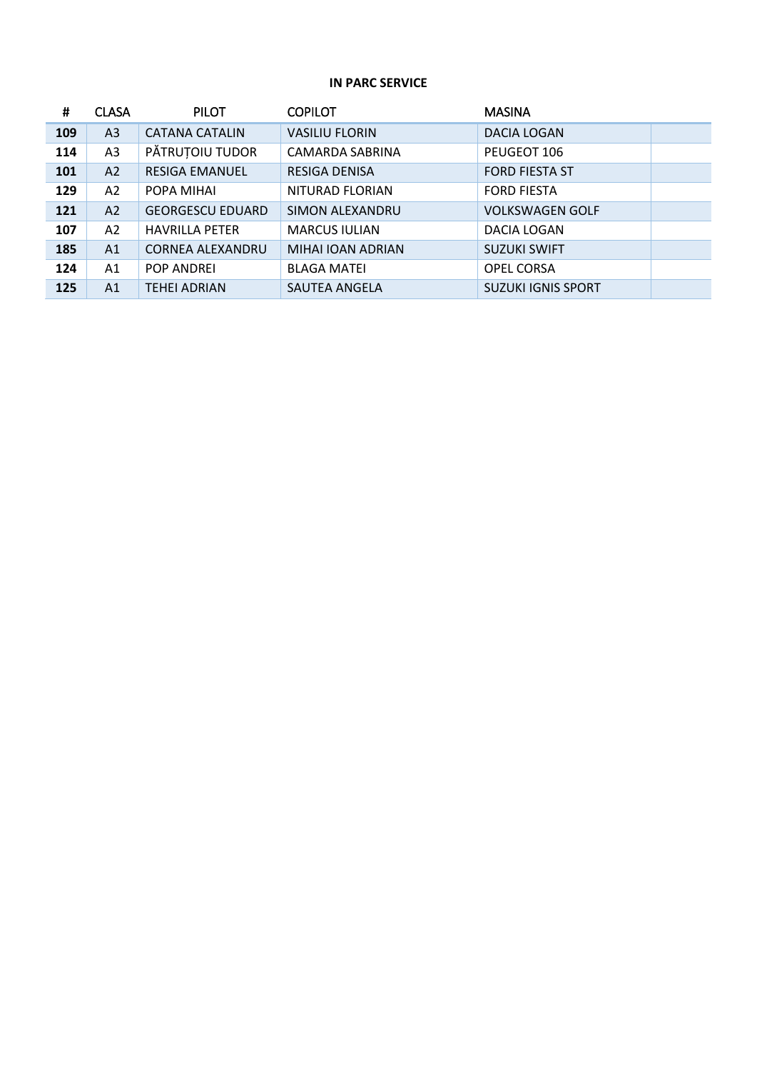**IN PARC SERVICE**

| # | CLASA | PILOT | COPILOT | MASINA | |
|---|---|---|---|---|---|
| **109** | A3 | CATANA CATALIN | VASILIU FLORIN | DACIA LOGAN | |
| **114** | A3 | PĂTRUȚOIU TUDOR | CAMARDA SABRINA | PEUGEOT 106 | |
| **101** | A2 | RESIGA EMANUEL | RESIGA DENISA | FORD FIESTA ST | |
| **129** | A2 | POPA MIHAI | NITURAD FLORIAN | FORD FIESTA | |
| **121** | A2 | GEORGESCU EDUARD | SIMON ALEXANDRU | VOLKSWAGEN GOLF | |
| **107** | A2 | HAVRILLA PETER | MARCUS IULIAN | DACIA LOGAN | |
| **185** | A1 | CORNEA ALEXANDRU | MIHAI IOAN ADRIAN | SUZUKI SWIFT | |
| **124** | A1 | POP ANDREI | BLAGA MATEI | OPEL CORSA | |
| **125** | A1 | TEHEI ADRIAN | SAUTEA ANGELA | SUZUKI IGNIS SPORT | |